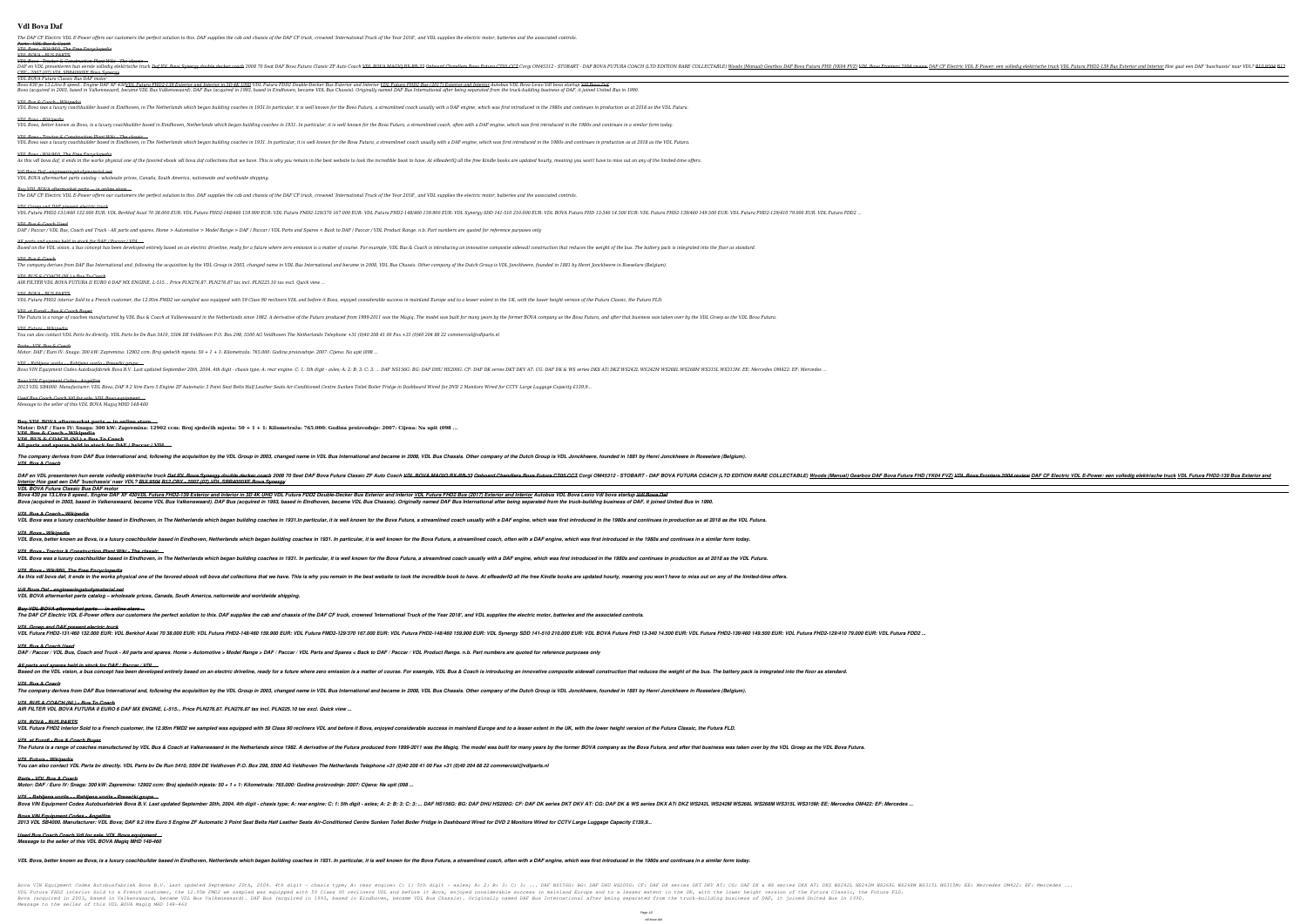# Vdl Bova Daf

The DAF CF Electric VDL E-Power offers our customers the perfect solution to this. DAF supplies the cab and chassis of the DAF CF truck, crowned 'International Truck of the Year 2018', and VDL supplies the electric motor, batteries and the associated controls.

*Parts - VDL Bus & Coach*

*VDL Bova - WikiMili, The Free Encyclopedia*

*VDL BOVA - BUS PARTS*

*VDL Bova - Tractor & Construction Plant Wiki - The classic ...*

DAF en VDL presenteren hun eerste volledig elektrische truck DAF/DL Bova Synergy double decker coach 2008 70 Seat DAF Bova Futura Classic ZF Auto Coach VDL BOVA MAGIQ BX-BB-33 Onboard Chandlers Bova Futura CT05 CCT Corgi OM45312 - STOBART - DAF BOVA FUTURA COACH (LTD EDITION RARE COLLECTABLE) Woods (Manual) Gearbox DAF Bova Futura FHD (YK04 FVZ) VDL Bova Frontera 2004 review DAF CF Electric VDL E-Power: een volledig elektrische truck VDL Futura FHD2-139 Bus Exterior and Interior Hoe gaat een DAF 'buschassis' naar VDL? BUS 9504 B12 CBX - 2007 (07) VDL SB8400XF Bova Synergy

*VDL BOVA Futura Classic Bus DAF motor*

Bova 430 ps 13,Litre 8 speed.. Engine DAF XF 430VDL Futura FHD2-139 Exterior and Interior in 3D 4K UHD VDL Futura FDD2 Double-Decker Bus Exterior and Interior VDL Futura FHD2 Bus (2017) Exterior and Interior Autobus VDL Bova Levio Vdl bova startup Vdl Bova Daf

Bova (acquired in 2003, based in Valkenswaard, became VDL Bus Valkenswaard). DAF Bus (acquired in 1993, based in Eindhoven, became VDL Bus Chassis). Originally named DAF Bus International after being separated from the truck-building business of DAF, it joined United Bus in 1990.

*VDL Bus & Coach - Wikipedia*

VDL Bova was a luxury coachbuilder based in Eindhoven, in The Netherlands which began building coaches in 1931.In particular, it is well known for the Bova Futura, a streamlined coach usually with a DAF engine, which was first introduced in the 1980s and continues in production as at 2018 as the VDL Futura.

*VDL Bova - Wikipedia*

VDL Bova, better known as Bova, is a luxury coachbuilder based in Eindhoven, Netherlands which began building coaches in 1931. In particular, it is well known for the Bova Futura, a streamlined coach, often with a DAF engine, which was first introduced in the 1980s and continues in a similar form today.

*VDL Bova - Tractor & Construction Plant Wiki - The classic ...*

VDL Bova was a luxury coachbuilder based in Eindhoven, in The Netherlands which began building coaches in 1931. In particular, it is well known for the Bova Futura, a streamlined coach usually with a DAF engine, which was first introduced in the 1980s and continues in production as at 2018 as the VDL Futura.

*VDL Bova - WikiMili, The Free Encyclopedia*

As this vdl bova daf, it ends in the works physical one of the favored ebook vdl bova daf collections that we have. This is why you remain in the best website to look the incredible book to have. At eReaderIQ all the free Kindle books are updated hourly, meaning you won't have to miss out on any of the limited-time offers.

*Vdl Bova Daf - engineeringstudymaterial.net*

VDL BOVA aftermarket parts catalog – wholesale prices, Canada, South America, nationwide and worldwide shipping.

*Buy VDL BOVA aftermarket parts — in online store ...*

The DAF CF Electric VDL E-Power offers our customers the perfect solution to this. DAF supplies the cab and chassis of the DAF CF truck, crowned 'International Truck of the Year 2018', and VDL supplies the electric motor, batteries and the associated controls.

*VDL Groep and DAF present electric truck*

VDL Futura FHD2-131/460 132.000 EUR: VDL Berkhof Axial 70 38.000 EUR: VDL Futura FHD2-148/460 159.900 EUR: VDL Futura FMD2-129/370 167.000 EUR: VDL Futura FHD2-148/460 159.900 EUR: VDL Synergy SDD 141-510 210.000 EUR: VDL BOVA Futura FHD 13-340 14.500 EUR: VDL Futura FHD2-139/460 149.500 EUR: VDL Futura FHD2-129/410 79.000 EUR: VDL Futura FDD2 ...

*VDL Bus & Coach Used*

DAF / Paccar / VDL Bus, Coach and Truck - All parts and spares. Home > Automotive > Model Range > DAF / Paccar / VDL Parts and Spares < Back to DAF / Paccar / VDL Product Range. n.b. Part numbers are quoted for reference purposes only

*All parts and spares held in stock for DAF / Paccar / VDL ...*

Based on the VDL vision, a bus concept has been developed entirely based on an electric driveline, ready for a future where zero emission is a matter of course. For example, VDL Bus & Coach is introducing an innovative composite sidewall construction that reduces the weight of the bus. The battery pack is integrated into the floor as standard.

*VDL Bus & Coach*

The company derives from DAF Bus International and, following the acquisition by the VDL Group in 2003, changed name in VDL Bus International and became in 2008, VDL Bus Chassis. Other company of the Dutch Group is VDL Jonckheere, founded in 1881 by Henri Jonckheere in Roeselare (Belgium).

*VDL BUS & COACH (NL) » Bus-To-Coach*

AIR FILTER VDL BOVA FUTURA II EURO 6 DAF MX ENGINE, L-515... Price PLN276.87. PLN276.87 tax incl. PLN225.10 tax excl. Quick view ...

*VDL BOVA - BUS PARTS*

VDL Futura FHD2 interior Sold to a French customer, the 12.95m FMD2 we sampled was equipped with 59 Class 90 recliners VDL and before it Bova, enjoyed considerable success in mainland Europe and to a lesser extent in the UK, with the lower height version of the Futura Classic, the Futura FLD.

*VDL at Euro6 - Bus & Coach Buyer*

The Futura is a range of coaches manufactured by VDL Bus & Coach at Valkenswaard in the Netherlands since 1982. A derivative of the Futura produced from 1999-2011 was the Magiq. The model was built for many years by the former BOVA company as the Bova Futura, and after that business was taken over by the VDL Groep as the VDL Bova Futura.

*VDL Futura - Wikipedia*

You can also contact VDL Parts bv directly. VDL Parts bv De Run 5410, 5504 DE Veldhoven P.O. Box 298, 5500 AG Veldhoven The Netherlands Telephone +31 (0)40 208 41 00 Fax +31 (0)40 204 88 22 commercial@vdlparts.nl

*Parts - VDL Bus & Coach*

Motor: DAF / Euro IV: Snaga: 300 kW: Zapremina: 12902 ccm: Broj sjedećih mjesta: 50 + 1 + 1: Kilometraža: 765.000: Godina proizvodnje: 2007: Cijena: Na upit (098 ...

*VDL – Rabljena vozila – Rabljena vozila - Prevažki grupa ...*

Bova VIN Equipment Codes Autobusfabriek Bova B.V. Last updated September 20th, 2004. 4th digit - chassis type; A: rear engine: C: 1: 5th digit - axles; A: 2: B: 3: C: 3: ... DAF NS156G: BG: DAF DHU HS200G: CF: DAF DK series DKT DKV AT: CG: DAF DK & WS series DKX ATi DKZ WS242L WS242M WS268L WS268M WS315L WS315M: EE: Mercedes OM422: EF: Mercedes ...

*Bova VIN Equipment Codes - AngelFire*

2013 VDL SB4000. Manufacturer: VDL Bova; DAF 9.2 litre Euro 5 Engine ZF Automatic 3 Point Seat Belts Half Leather Seats Air-Conditioned Centre Sunken Toilet Boiler Fridge in Dashboard Wired for DVD 2 Monitors Wired for CCTV Large Luggage Capacity £139,9...

*Used Bus Coach Coach Vdl for sale, VDL Bova equipment ...*

Message to the seller of this VDL BOVA Magiq MHD 148-460

**Buy VDL BOVA aftermarket parts — in online store ...**

**Motor: DAF / Euro IV: Snaga: 300 kW: Zapremina: 12902 ccm: Broj sjedećih mjesta: 50 + 1 + 1: Kilometraža: 765.000: Godina proizvodnje: 2007: Cijena: Na upit (098 ...**

**VDL Bus & Coach - Wikipedia**

**VDL BUS & COACH (NL) » Bus-To-Coach**

**All parts and spares held in stock for DAF / Paccar / VDL ...**

***The company derives from DAF Bus International and, following the acquisition by the VDL Group in 2003, changed name in VDL Bus International and became in 2008, VDL Bus Chassis. Other company of the Dutch Group is VDL Jonckheere, founded in 1881 by Henri Jonckheere in Roeselare (Belgium).***

***VDL Bus & Coach***

***DAF en VDL presenteren hun eerste volledig elektrische truck DAF/DL Bova Synergy double decker coach 2008 70 Seat DAF Bova Futura Classic ZF Auto Coach VDL BOVA MAGIQ BX-BB-33 Onboard Chandlers Bova Futura CT05 CCT Corgi OM45312 - STOBART - DAF BOVA FUTURA COACH (LTD EDITION RARE COLLECTABLE) Woods (Manual) Gearbox DAF Bova Futura FHD (YK04 FVZ) VDL Bova Frontera 2004 review DAF CF Electric VDL E-Power: een volledig elektrische truck VDL Futura FHD2-139 Bus Exterior and Interior Hoe gaat een DAF 'buschassis' naar VDL? BUS 9504 B12 CBX - 2007 (07) VDL SB8400XF Bova Synergy***

***VDL BOVA Futura Classic Bus DAF motor***

***Bova 430 ps 13,Litre 8 speed.. Engine DAF XF 430VDL Futura FHD2-139 Exterior and Interior in 3D 4K UHD VDL Futura FDD2 Double-Decker Bus Exterior and Interior VDL Futura FHD2 Bus (2017) Exterior and Interior Autobus VDL Bova Levio Vdl bova startup Vdl Bova Daf***

***Bova (acquired in 2003, based in Valkenswaard, became VDL Bus Valkenswaard). DAF Bus (acquired in 1993, based in Eindhoven, became VDL Bus Chassis). Originally named DAF Bus International after being separated from the truck-building business of DAF, it joined United Bus in 1990.***

***VDL Bus & Coach - Wikipedia***

***VDL Bova was a luxury coachbuilder based in Eindhoven, in The Netherlands which began building coaches in 1931.In particular, it is well known for the Bova Futura, a streamlined coach usually with a DAF engine, which was first introduced in the 1980s and continues in production as at 2018 as the VDL Futura.***

***VDL Bova - Wikipedia***

***VDL Bova, better known as Bova, is a luxury coachbuilder based in Eindhoven, Netherlands which began building coaches in 1931. In particular, it is well known for the Bova Futura, a streamlined coach, often with a DAF engine, which was first introduced in the 1980s and continues in a similar form today.***

***VDL Bova - Tractor & Construction Plant Wiki - The classic ...***

***VDL Bova was a luxury coachbuilder based in Eindhoven, in The Netherlands which began building coaches in 1931. In particular, it is well known for the Bova Futura, a streamlined coach usually with a DAF engine, which was first introduced in the 1980s and continues in production as at 2018 as the VDL Futura.***

***VDL Bova - WikiMili, The Free Encyclopedia***

***As this vdl bova daf, it ends in the works physical one of the favored ebook vdl bova daf collections that we have. This is why you remain in the best website to look the incredible book to have. At eReaderIQ all the free Kindle books are updated hourly, meaning you won't have to miss out on any of the limited-time offers.***

***Vdl Bova Daf - engineeringstudymaterial.net***

***VDL BOVA aftermarket parts catalog – wholesale prices, Canada, South America, nationwide and worldwide shipping.***

***Buy VDL BOVA aftermarket parts — in online store ...***

***The DAF CF Electric VDL E-Power offers our customers the perfect solution to this. DAF supplies the cab and chassis of the DAF CF truck, crowned 'International Truck of the Year 2018', and VDL supplies the electric motor, batteries and the associated controls.***

***VDL Groep and DAF present electric truck***

***VDL Futura FHD2-131/460 132.000 EUR: VDL Berkhof Axial 70 38.000 EUR: VDL Futura FHD2-148/460 159.900 EUR: VDL Futura FMD2-129/370 167.000 EUR: VDL Futura FHD2-148/460 159.900 EUR: VDL Synergy SDD 141-510 210.000 EUR: VDL BOVA Futura FHD 13-340 14.500 EUR: VDL Futura FHD2-139/460 149.500 EUR: VDL Futura FHD2-129/410 79.000 EUR: VDL Futura FDD2 ...***

***VDL Bus & Coach Used***

***DAF / Paccar / VDL Bus, Coach and Truck - All parts and spares. Home > Automotive > Model Range > DAF / Paccar / VDL Parts and Spares < Back to DAF / Paccar / VDL Product Range. n.b. Part numbers are quoted for reference purposes only***

***All parts and spares held in stock for DAF / Paccar / VDL ...***

***Based on the VDL vision, a bus concept has been developed entirely based on an electric driveline, ready for a future where zero emission is a matter of course. For example, VDL Bus & Coach is introducing an innovative composite sidewall construction that reduces the weight of the bus. The battery pack is integrated into the floor as standard.***

***VDL Bus & Coach***

***The company derives from DAF Bus International and, following the acquisition by the VDL Group in 2003, changed name in VDL Bus International and became in 2008, VDL Bus Chassis. Other company of the Dutch Group is VDL Jonckheere, founded in 1881 by Henri Jonckheere in Roeselare (Belgium).***

***VDL BUS & COACH (NL) » Bus-To-Coach***

***AIR FILTER VDL BOVA FUTURA II EURO 6 DAF MX ENGINE, L-515... Price PLN276.87. PLN276.87 tax incl. PLN225.10 tax excl. Quick view ...***

***VDL BOVA - BUS PARTS***

***VDL Futura FHD2 interior Sold to a French customer, the 12.95m FMD2 we sampled was equipped with 59 Class 90 recliners VDL and before it Bova, enjoyed considerable success in mainland Europe and to a lesser extent in the UK, with the lower height version of the Futura Classic, the Futura FLD.***

***VDL at Euro6 - Bus & Coach Buyer***

***The Futura is a range of coaches manufactured by VDL Bus & Coach at Valkenswaard in the Netherlands since 1982. A derivative of the Futura produced from 1999-2011 was the Magiq. The model was built for many years by the former BOVA company as the Bova Futura, and after that business was taken over by the VDL Groep as the VDL Bova Futura.***

***VDL Futura - Wikipedia***

***You can also contact VDL Parts bv directly. VDL Parts bv De Run 5410, 5504 DE Veldhoven P.O. Box 298, 5500 AG Veldhoven The Netherlands Telephone +31 (0)40 208 41 00 Fax +31 (0)40 204 88 22 commercial@vdlparts.nl***

***Parts - VDL Bus & Coach***

***Motor: DAF / Euro IV: Snaga: 300 kW: Zapremina: 12902 ccm: Broj sjedećih mjesta: 50 + 1 + 1: Kilometraža: 765.000: Godina proizvodnje: 2007: Cijena: Na upit (098 ...***

***VDL – Rabljena vozila – Rabljena vozila - Prevažki grupa ...***

***Bova VIN Equipment Codes Autobusfabriek Bova B.V. Last updated September 20th, 2004. 4th digit - chassis type; A: rear engine: C: 1: 5th digit - axles; A: 2: B: 3: C: 3: ... DAF NS156G: BG: DAF DHU HS200G: CF: DAF DK series DKT DKV AT: CG: DAF DK & WS series DKX ATi DKZ WS242L WS242M WS268L WS268M WS315L WS315M: EE: Mercedes OM422: EF: Mercedes ...***

***Bova VIN Equipment Codes - AngelFire***

***2013 VDL SB4000. Manufacturer: VDL Bova; DAF 9.2 litre Euro 5 Engine ZF Automatic 3 Point Seat Belts Half Leather Seats Air-Conditioned Centre Sunken Toilet Boiler Fridge in Dashboard Wired for DVD 2 Monitors Wired for CCTV Large Luggage Capacity £139,9...***

***Used Bus Coach Coach Vdl for sale, VDL Bova equipment ...***

***Message to the seller of this VDL BOVA Magiq MHD 148-460***

*VDL Bova, better known as Bova, is a luxury coachbuilder based in Eindhoven, Netherlands which began building coaches in 1931. In particular, it is well known for the Bova Futura, a streamlined coach, often with a DAF engine, which was first introduced in the 1980s and continues in a similar form today.*

Bova VIN Equipment Codes Autobusfabriek Bova B.V. Last updated September 20th, 2004. 4th digit - chassis type; A: rear engine: C: 1: 5th digit - axles; A: 2: B: 3: C: 3: ... DAF NS156G: BG: DAF DHU HS200G: CF: DAF DK series DKT DKV AT: CG: DAF DK & WS series DKX ATi DKZ WS242L WS242M WS268L WS268M WS315L WS315M: EE: Mercedes OM422: EF: Mercedes ...
VDL Futura FHD2 interior Sold to a French customer, the 12.95m FMD2 we sampled was equipped with 59 Class 90 recliners VDL and before it Bova, enjoyed considerable success in mainland Europe and to a lesser extent in the UK, with the lower height version of the Futura Classic, the Futura FLD.
Bova (acquired in 2003, based in Valkenswaard, became VDL Bus Valkenswaard). DAF Bus (acquired in 1993, based in Eindhoven, became VDL Bus Chassis). Originally named DAF Bus International after being separated from the truck-building business of DAF, it joined United Bus in 1990.
Message to the seller of this VDL BOVA Magiq MHD 148-460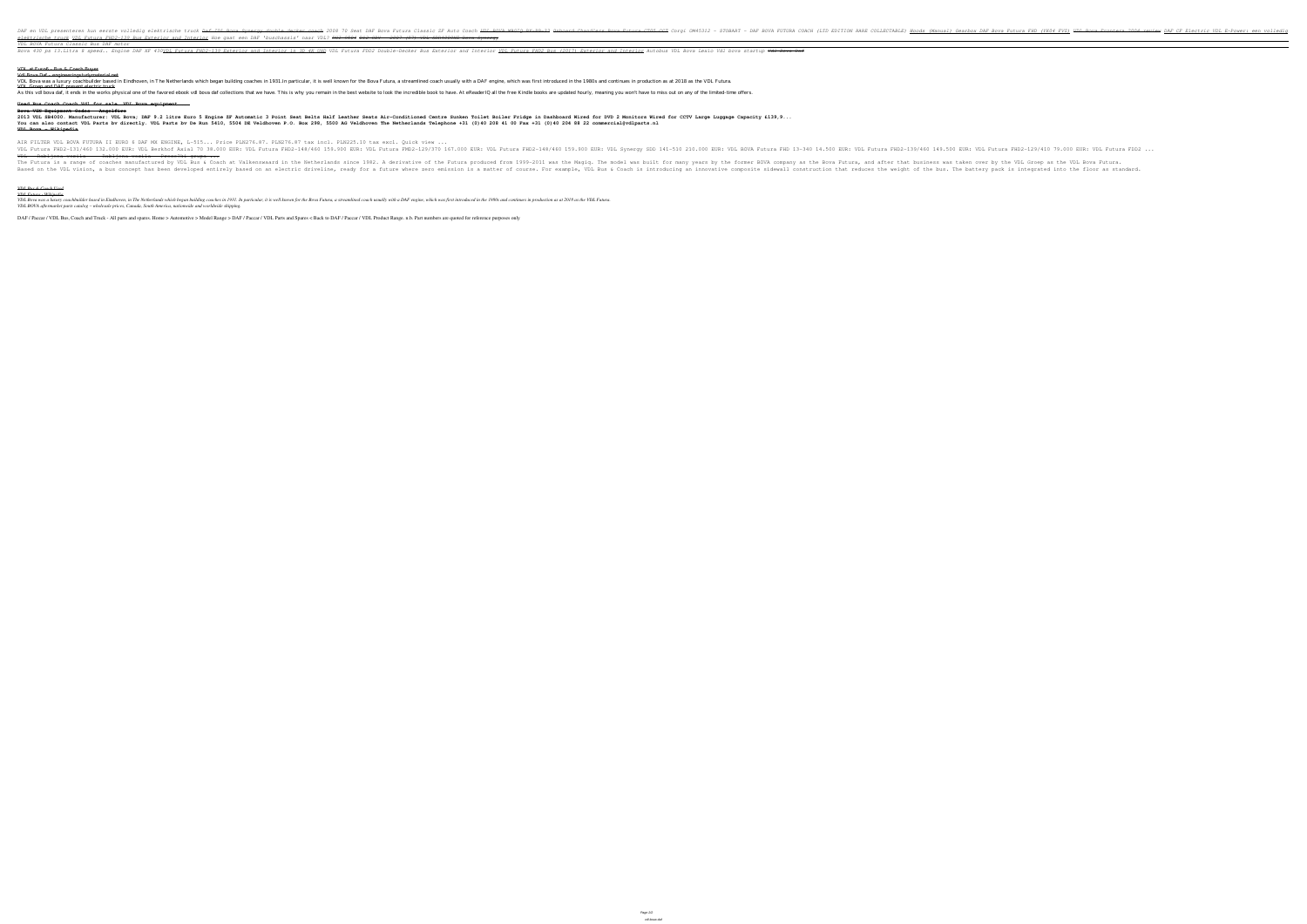DAF en VDL presenteren hun eerste volledig elektrische truck DAF VDL Bova Synergy double decker coach 2008 70 Seat DAF Bova Futura Classic SP Auto Coach VDL BOVA MAGIQ BE-BR-11 Oxboard Chandlers Bova Futura C705 PXS Corgi OM45312 - STUBART - DAF BOVA FUTURA COACH (LTD EDITION RARE COLLECTABLE) Roads (Manual) Gearbox DAF Bova Futura FHD (YX54 FVS) VDL Bova Frontera 2006 review DAF CF Electric VDL E-Power: een volledig elektrische truck VDL Futura FHD2-139 Bus Exterior and Interior Hoe gaat een DAF 'bodchassis' naar VDL? DAF XF95 BVG CPL - 2007 (F) VDL EURORIDE Bova Synergy

VDL BOVA Futura Classic Bus DAF motor

Bova 430 pk 13.Litra 8 speed.. Engine DAF XF 430VDL Futura FHD2-139 Exterior and Interior in 3D 4K UHD VDL Futura FDD2 Double-Decker Bus Exterior and Interior VDL Futura FHD2 Bus (2017) Exterior and Interior Autobus VDL Bova Lexio VAl bova startup VDl Bova Daf

VDL at Euro6 - Bus & Coach Buyer

Vdl Bova Daf - engineeringstudymaterial.net

VDL Bova was a luxury coachbuilder based in Eindhoven, in The Netherlands which began building coaches in 1931.In particular, it is well known for the Bova Futura, a streamlined coach usually with a DAF engine, which was first introduced in the 1980s and continues in production as at 2018 as the VDL Futura.

VDL Groep and DAF present electric truck

As this vdl bova daf, it ends in the works physical one of the favored ebook vdl bova daf collections that we have. This is why you remain in the best website to look the incredible book to have. At eReaderIQ all the free Kindle books are updated hourly, meaning you won't have to miss out on any of the limited-time offers.

Used Bus Coach Coach VDL for sale. VDL Bova equipment ...

Bova VDL Equipment Coder - Angelfire

**2013 VDL SB4000. Manufacturer: VDL Bova; DAF 9.2 litre Euro 5 Engine ZF Automatic 3 Point Seat Belts Half Leather Seats Air-Conditioned Centre Sunken Toilet Boiler Fridge in Dashboard Wired for DVD 2 Monitors Wired for CCTV Large Luggage Capacity £139,9...**

**You can also contact VDL Parts bv directly. VDL Parts bv De Run 5410, 5504 DE Veldhoven P.O. Box 298, 5500 AG Veldhoven The Netherlands Telephone +31 (0)40 208 41 00 Fax +31 (0)40 204 88 22 commercial@vdlparts.nl**

**VDL Bova - Wikipedia**

AIR FILTER VDL BOVA FUTURA II EURO 6 DAF MX ENGINE, L-515... Price PLN276.87. PLN276.87 tax incl. PLN225.10 tax excl. Quick view ...

VDL Futura FHD2-131/460 132.000 EUR: VDL Berkhof Axial 70 38.000 EUR: VDL Futura FHD2-148/460 159.900 EUR: VDL Futura FHD2-129/370 167.000 EUR: VDL Futura FHD2-148/460 159.900 EUR: VDL Synergy SDD 141-510 210.000 EUR: VDL BOVA Futura FHD 13-340 14.500 EUR: VDL Futura FHD2-139/460 149.500 EUR: VDL Futura FHD2-129/410 79.000 EUR: VDL Futura FDD2 ...

VDL - Sabline vestia ... Sabline vestia - Spressfei grupa ...

The Futura is a range of coaches manufactured by VDL Bus & Coach at Valkenswaard in the Netherlands since 1982. A derivative of the Futura produced from 1999-2011 was the Magiq. The model was built for many years by the former BOVA company as the Bova Futura, and after that business was taken over by the VDL Groep as the VDL Bova Futura.

Based on the VDL vision, a bus concept has been developed entirely based on an electric driveline, ready for a future where zero emission is a matter of course. For example, VDL Bus & Coach is introducing an innovative composite sidewall construction that reduces the weight of the bus. The battery pack is integrated into the floor as standard.

*VDL Bus & Coach Used*

*VDL Futura - Wikipedia*

*VDL Bova was a luxury coachbuilder based in Eindhoven, in The Netherlands which began building coaches in 1931. In particular, it is well known for the Bova Futura, a streamlined coach usually with a DAF engine, which was first introduced in the 1980s and continues in production as at 2018 as the VDL Futura.*

*VDL BOVA aftermarket parts catalog – wholesale prices, Canada, South America, nationwide and worldwide shipping.*

DAF / Paccar / VDL Bus, Coach and Truck - All parts and spares. Home > Automotive > Model Range > DAF / Paccar / VDL Parts and Spares < Back to DAF / Paccar / VDL Product Range. n.b. Part numbers are quoted for reference purposes only